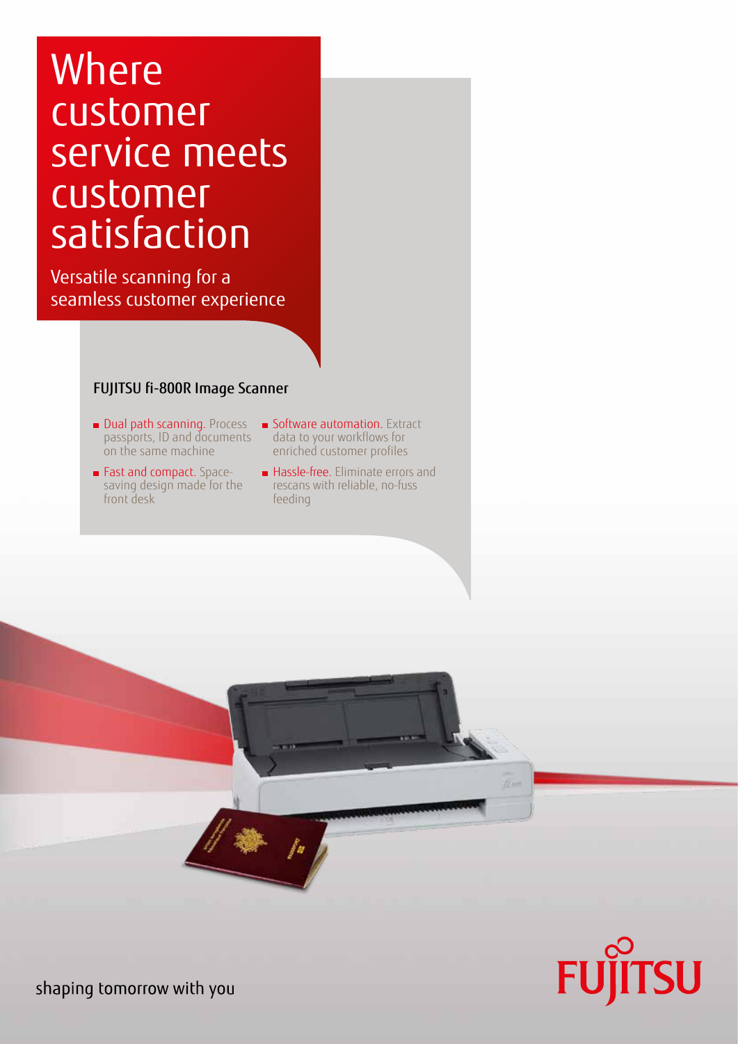# Where customer service meets customer satisfaction

Versatile scanning for a seamless customer experience

## FUJITSU fi-800R Image Scanner

- Dual path scanning. Process passports, ID and documents on the same machine
- Fast and compact. Space-saving design made for the front desk
- Software automation. Extract data to your workflows for enriched customer profiles
- Hassle-free. Eliminate errors and rescans with reliable, no-fuss feeding

shaping tomorrow with you

FUJITSU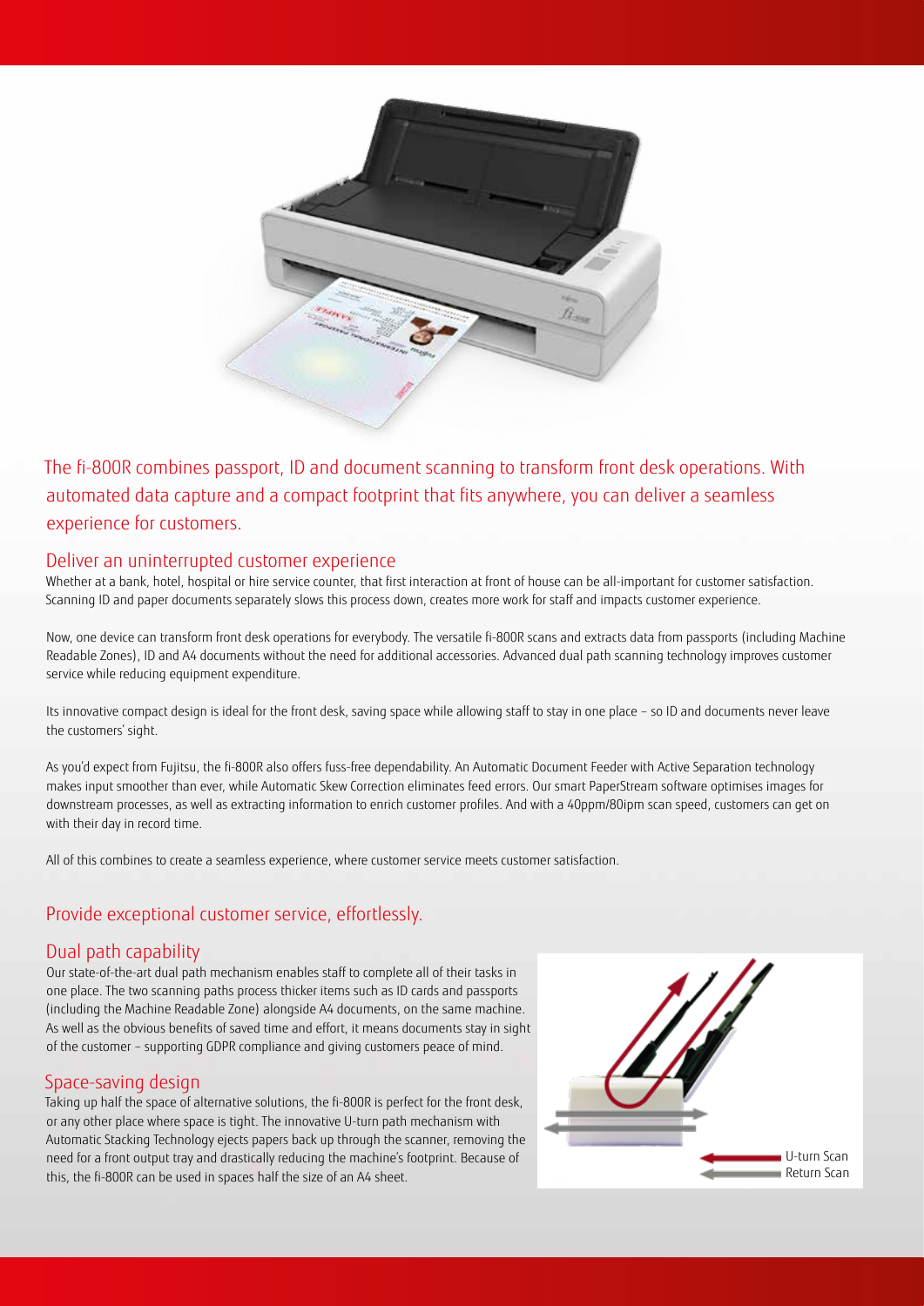The fi-800R combines passport, ID and document scanning to transform front desk operations. With automated data capture and a compact footprint that fits anywhere, you can deliver a seamless experience for customers.

## Deliver an uninterrupted customer experience

Whether at a bank, hotel, hospital or hire service counter, that first interaction at front of house can be all-important for customer satisfaction. Scanning ID and paper documents separately slows this process down, creates more work for staff and impacts customer experience.

Now, one device can transform front desk operations for everybody. The versatile fi-800R scans and extracts data from passports (including Machine Readable Zones), ID and A4 documents without the need for additional accessories. Advanced dual path scanning technology improves customer service while reducing equipment expenditure.

Its innovative compact design is ideal for the front desk, saving space while allowing staff to stay in one place – so ID and documents never leave the customers' sight.

As you'd expect from Fujitsu, the fi-800R also offers fuss-free dependability. An Automatic Document Feeder with Active Separation technology makes input smoother than ever, while Automatic Skew Correction eliminates feed errors. Our smart PaperStream software optimises images for downstream processes, as well as extracting information to enrich customer profiles. And with a 40ppm/80ipm scan speed, customers can get on with their day in record time.

All of this combines to create a seamless experience, where customer service meets customer satisfaction.

## Provide exceptional customer service, effortlessly.

### Dual path capability

Our state-of-the-art dual path mechanism enables staff to complete all of their tasks in one place. The two scanning paths process thicker items such as ID cards and passports (including the Machine Readable Zone) alongside A4 documents, on the same machine. As well as the obvious benefits of saved time and effort, it means documents stay in sight of the customer – supporting GDPR compliance and giving customers peace of mind.

### Space-saving design

Taking up half the space of alternative solutions, the fi-800R is perfect for the front desk, or any other place where space is tight. The innovative U-turn path mechanism with Automatic Stacking Technology ejects papers back up through the scanner, removing the need for a front output tray and drastically reducing the machine's footprint. Because of this, the fi-800R can be used in spaces half the size of an A4 sheet.

U-turn Scan
Return Scan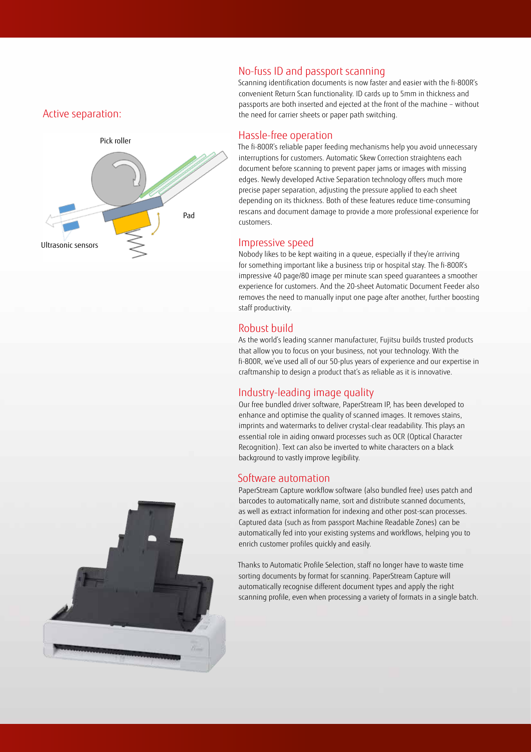## Active separation:

Pick roller

Pad

Ultrasonic sensors

## No-fuss ID and passport scanning

Scanning identification documents is now faster and easier with the fi-800R's convenient Return Scan functionality. ID cards up to 5mm in thickness and passports are both inserted and ejected at the front of the machine – without the need for carrier sheets or paper path switching.

## Hassle-free operation

The fi-800R's reliable paper feeding mechanisms help you avoid unnecessary interruptions for customers. Automatic Skew Correction straightens each document before scanning to prevent paper jams or images with missing edges. Newly developed Active Separation technology offers much more precise paper separation, adjusting the pressure applied to each sheet depending on its thickness. Both of these features reduce time-consuming rescans and document damage to provide a more professional experience for customers.

## Impressive speed

Nobody likes to be kept waiting in a queue, especially if they're arriving for something important like a business trip or hospital stay. The fi-800R's impressive 40 page/80 image per minute scan speed guarantees a smoother experience for customers. And the 20-sheet Automatic Document Feeder also removes the need to manually input one page after another, further boosting staff productivity.

## Robust build

As the world's leading scanner manufacturer, Fujitsu builds trusted products that allow you to focus on your business, not your technology. With the fi-800R, we've used all of our 50-plus years of experience and our expertise in craftmanship to design a product that's as reliable as it is innovative.

## Industry-leading image quality

Our free bundled driver software, PaperStream IP, has been developed to enhance and optimise the quality of scanned images. It removes stains, imprints and watermarks to deliver crystal-clear readability. This plays an essential role in aiding onward processes such as OCR (Optical Character Recognition). Text can also be inverted to white characters on a black background to vastly improve legibility.

## Software automation

PaperStream Capture workflow software (also bundled free) uses patch and barcodes to automatically name, sort and distribute scanned documents, as well as extract information for indexing and other post-scan processes. Captured data (such as from passport Machine Readable Zones) can be automatically fed into your existing systems and workflows, helping you to enrich customer profiles quickly and easily.

Thanks to Automatic Profile Selection, staff no longer have to waste time sorting documents by format for scanning. PaperStream Capture will automatically recognise different document types and apply the right scanning profile, even when processing a variety of formats in a single batch.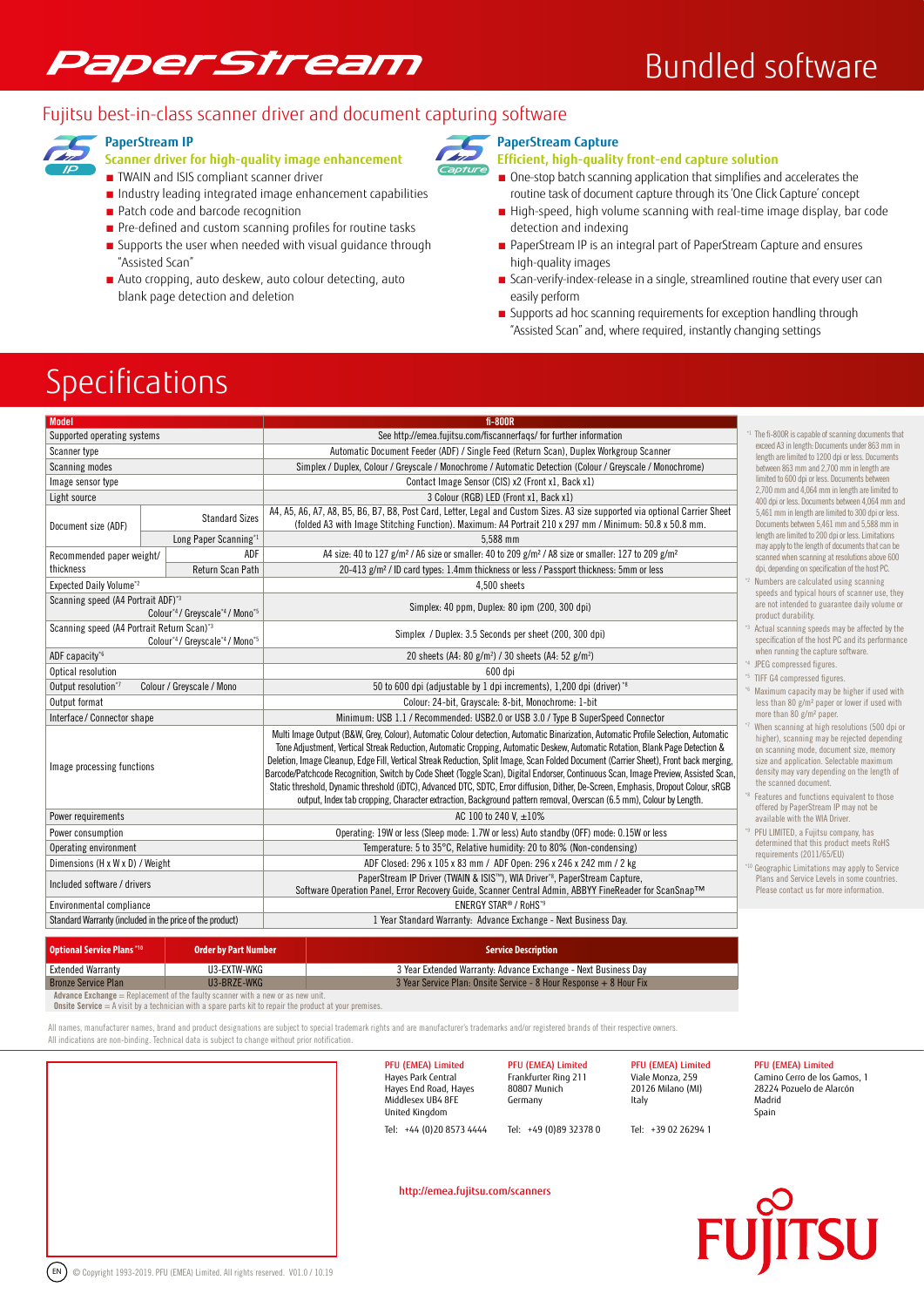# PaperStream

# Bundled software

## Fujitsu best-in-class scanner driver and document capturing software

### PaperStream IP

**Scanner driver for high-quality image enhancement**

- TWAIN and ISIS compliant scanner driver
- Industry leading integrated image enhancement capabilities
- Patch code and barcode recognition
- Pre-defined and custom scanning profiles for routine tasks
- Supports the user when needed with visual guidance through "Assisted Scan"
- Auto cropping, auto deskew, auto colour detecting, auto blank page detection and deletion

### PaperStream Capture

**Efficient, high-quality front-end capture solution**

- One-stop batch scanning application that simplifies and accelerates the routine task of document capture through its 'One Click Capture' concept
- High-speed, high volume scanning with real-time image display, bar code detection and indexing
- PaperStream IP is an integral part of PaperStream Capture and ensures high-quality images
- Scan-verify-index-release in a single, streamlined routine that every user can easily perform
- Supports ad hoc scanning requirements for exception handling through "Assisted Scan" and, where required, instantly changing settings

# Specifications

| Model | | fi-800R |
|---|---|---|
| Supported operating systems | | See http://emea.fujitsu.com/fiscannerfaqs/ for further information |
| Scanner type | | Automatic Document Feeder (ADF) / Single Feed (Return Scan), Duplex Workgroup Scanner |
| Scanning modes | | Simplex / Duplex, Colour / Greyscale / Monochrome / Automatic Detection (Colour / Greyscale / Monochrome) |
| Image sensor type | | Contact Image Sensor (CIS) x2 (Front x1, Back x1) |
| Light source | | Colour (RGB) LED (Front x1, Back x1) |
| Document size (ADF) | Standard Sizes | A4, A5, A6, A7, A8, B5, B6, B7, B8, Post Card, Letter, Legal and Custom Sizes. A3 size supported via optional Carrier Sheet (folded A3 with Image Stitching Function). Maximum: A4 Portrait 210 x 297 mm / Minimum: 50.8 x 50.8 mm. |
| | Long Paper Scanning[*1] | 5,588 mm |
| Recommended paper weight/ thickness | ADF | A4 size: 40 to 127 g/m² / A6 size or smaller: 40 to 209 g/m² / A8 size or smaller: 127 to 209 g/m² |
| | Return Scan Path | 20-413 g/m² / ID card types: 1.4mm thickness or less / Passport thickness: 5mm or less |
| Expected Daily Volume[*2] | | 4,500 sheets |
| Scanning speed (A4 Portrait ADF)[*3] | Colour[*4] / Greyscale[*4] / Mono[*5] | Simplex: 40 ppm, Duplex: 80 ipm (200, 300 dpi) |
| Scanning speed (A4 Portrait Return Scan)[*3] | Colour[*4] / Greyscale[*4] / Mono[*5] | Simplex / Duplex: 3.5 Seconds per sheet (200, 300 dpi) |
| ADF capacity[*6] | | 20 sheets (A4: 80 g/m²) / 30 sheets (A4: 52 g/m²) |
| Optical resolution | | 600 dpi |
| Output resolution[*7] | Colour / Greyscale / Mono | 50 to 600 dpi (adjustable by 1 dpi increments), 1,200 dpi (driver)[*8] |
| Output format | | Colour: 24-bit, Grayscale: 8-bit, Monochrome: 1-bit |
| Interface / Connector shape | | Minimum: USB 1.1 / Recommended: USB2.0 or USB 3.0 / Type B SuperSpeed Connector |
| Image processing functions | | Multi Image Output (B&W, Grey, Colour), Automatic Colour detection, Automatic Binarization, Automatic Profile Selection, Automatic Tone Adjustment, Vertical Streak Reduction, Automatic Cropping, Automatic Deskew, Automatic Rotation, Blank Page Detection & Deletion, Image Cleanup, Edge Fill, Vertical Streak Reduction, Split Image, Scan Folded Document (Carrier Sheet), Front back merging, Barcode/Patchcode Recognition, Switch by Code Sheet (Toggle Scan), Digital Endorser, Continuous Scan, Image Preview, Assisted Scan, Static threshold, Dynamic threshold (iDTC), Advanced DTC, SDTC, Error diffusion, Dither, De-Screen, Emphasis, Dropout Colour, sRGB output, Index tab cropping, Character extraction, Background pattern removal, Overscan (6.5 mm), Colour by Length. |
| Power requirements | | AC 100 to 240 V, ±10% |
| Power consumption | | Operating: 19W or less (Sleep mode: 1.7W or less) Auto standby (OFF) mode: 0.15W or less |
| Operating environment | | Temperature: 5 to 35°C, Relative humidity: 20 to 80% (Non-condensing) |
| Dimensions (H x W x D) / Weight | | ADF Closed: 296 x 105 x 83 mm / ADF Open: 296 x 246 x 242 mm / 2 kg |
| Included software / drivers | | PaperStream IP Driver (TWAIN & ISIS™), WIA Driver[*8], PaperStream Capture, Software Operation Panel, Error Recovery Guide, Scanner Central Admin, ABBYY FineReader for ScanSnap™ |
| Environmental compliance | | ENERGY STAR® / RoHS[*9] |
| Standard Warranty (included in the price of the product) | | 1 Year Standard Warranty: Advance Exchange - Next Business Day. |

[*1] The fi-800R is capable of scanning documents that exceed A3 in length: Documents under 863 mm in length are limited to 1200 dpi or less. Documents between 863 mm and 2,700 mm in length are limited to 600 dpi or less. Documents between 2,700 mm and 4,064 mm in length are limited to 400 dpi or less. Documents between 4,064 mm and 5,461 mm in length are limited to 300 dpi or less. Documents between 5,461 mm and 5,588 mm in length are limited to 200 dpi or less. Limitations may apply to the length of documents that can be scanned when scanning at resolutions above 600 dpi, depending on specification of the host PC.

[*2] Numbers are calculated using scanning speeds and typical hours of scanner use, they are not intended to guarantee daily volume or product durability.

[*3] Actual scanning speeds may be affected by the specification of the host PC and its performance when running the capture software.

[*4] JPEG compressed figures.

[*5] TIFF G4 compressed figures.

[*6] Maximum capacity may be higher if used with less than 80 g/m² paper or lower if used with more than 80 g/m² paper.

[*7] When scanning at high resolutions (500 dpi or higher), scanning may be rejected depending on scanning mode, document size, memory size and application. Selectable maximum density may vary depending on the length of the scanned document.

[*8] Features and functions equivalent to those offered by PaperStream IP may not be available with the WIA Driver.

[*9] PFU LIMITED, a Fujitsu company, has determined that this product meets RoHS requirements (2011/65/EU)

[*10] Geographic Limitations may apply to Service Plans and Service Levels in some countries. Please contact us for more information.

| Optional Service Plans[*10] | Order by Part Number | Service Description |
|---|---|---|
| Extended Warranty | U3-EXTW-WKG | 3 Year Extended Warranty: Advance Exchange - Next Business Day |
| Bronze Service Plan | U3-BRZE-WKG | 3 Year Service Plan: Onsite Service - 8 Hour Response + 8 Hour Fix |

**Advance Exchange** = Replacement of the faulty scanner with a new or as new unit.
**Onsite Service** = A visit by a technician with a spare parts kit to repair the product at your premises.

All names, manufacturer names, brand and product designations are subject to special trademark rights and are manufacturer's trademarks and/or registered brands of their respective owners.
All indications are non-binding. Technical data is subject to change without prior notification.

**PFU (EMEA) Limited**
Hayes Park Central
Hayes End Road, Hayes
Middlesex UB4 8FE
United Kingdom
Tel: +44 (0)20 8573 4444

**PFU (EMEA) Limited**
Frankfurter Ring 211
80807 Munich
Germany
Tel: +49 (0)89 32378 0

**PFU (EMEA) Limited**
Viale Monza, 259
20126 Milano (MI)
Italy
Tel: +39 02 26294 1

**PFU (EMEA) Limited**
Camino Cerro de los Gamos, 1
28224 Pozuelo de Alarcón
Madrid
Spain

http://emea.fujitsu.com/scanners

FUJITSU

EN © Copyright 1993-2019. PFU (EMEA) Limited. All rights reserved. V01.0 / 10.19